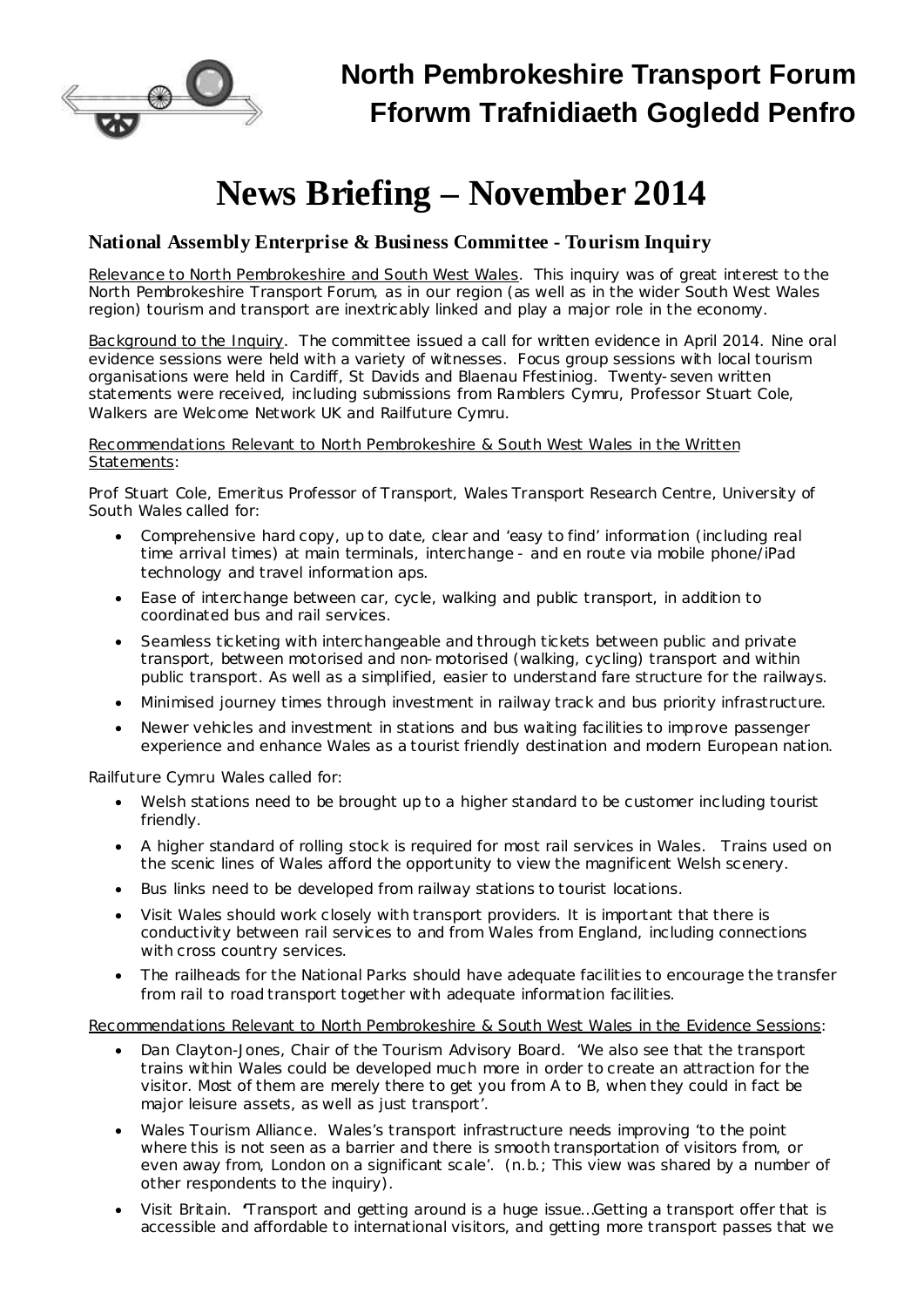# North Pembrokeshire Transport Forum
# Fforwm Trafnidiaeth Gogledd Penfro

# News Briefing – November 2014

## National Assembly Enterprise & Business Committee - Tourism Inquiry

Relevance to North Pembrokeshire and South West Wales. This inquiry was of great interest to the North Pembrokeshire Transport Forum, as in our region (as well as in the wider South West Wales region) tourism and transport are inextricably linked and play a major role in the economy.

Background to the Inquiry. The committee issued a call for written evidence in April 2014. Nine oral evidence sessions were held with a variety of witnesses. Focus group sessions with local tourism organisations were held in Cardiff, St Davids and Blaenau Ffestiniog. Twenty-seven written statements were received, including submissions from Ramblers Cymru, Professor Stuart Cole, Walkers are Welcome Network UK and Railfuture Cymru.

Recommendations Relevant to North Pembrokeshire & South West Wales in the Written Statements:

Prof Stuart Cole, Emeritus Professor of Transport, Wales Transport Research Centre, University of South Wales called for:

- Comprehensive hard copy, up to date, clear and 'easy to find' information (including real time arrival times) at main terminals, interchange - and en route via mobile phone/iPad technology and travel information aps.
- Ease of interchange between car, cycle, walking and public transport, in addition to coordinated bus and rail services.
- Seamless ticketing with interchangeable and through tickets between public and private transport, between motorised and non-motorised (walking, cycling) transport and within public transport. As well as a simplified, easier to understand fare structure for the railways.
- Minimised journey times through investment in railway track and bus priority infrastructure.
- Newer vehicles and investment in stations and bus waiting facilities to improve passenger experience and enhance Wales as a tourist friendly destination and modern European nation.

Railfuture Cymru Wales called for:

- Welsh stations need to be brought up to a higher standard to be customer including tourist friendly.
- A higher standard of rolling stock is required for most rail services in Wales. Trains used on the scenic lines of Wales afford the opportunity to view the magnificent Welsh scenery.
- Bus links need to be developed from railway stations to tourist locations.
- Visit Wales should work closely with transport providers. It is important that there is conductivity between rail services to and from Wales from England, including connections with cross country services.
- The railheads for the National Parks should have adequate facilities to encourage the transfer from rail to road transport together with adequate information facilities.

Recommendations Relevant to North Pembrokeshire & South West Wales in the Evidence Sessions:

- Dan Clayton-Jones, Chair of the Tourism Advisory Board. 'We also see that the transport trains within Wales could be developed much more in order to create an attraction for the visitor. Most of them are merely there to get you from A to B, when they could in fact be major leisure assets, as well as just transport'.
- Wales Tourism Alliance. Wales's transport infrastructure needs improving 'to the point where this is not seen as a barrier and there is smooth transportation of visitors from, or even away from, London on a significant scale'. (n.b.; This view was shared by a number of other respondents to the inquiry).
- Visit Britain. 'Transport and getting around is a huge issue…Getting a transport offer that is accessible and affordable to international visitors, and getting more transport passes that we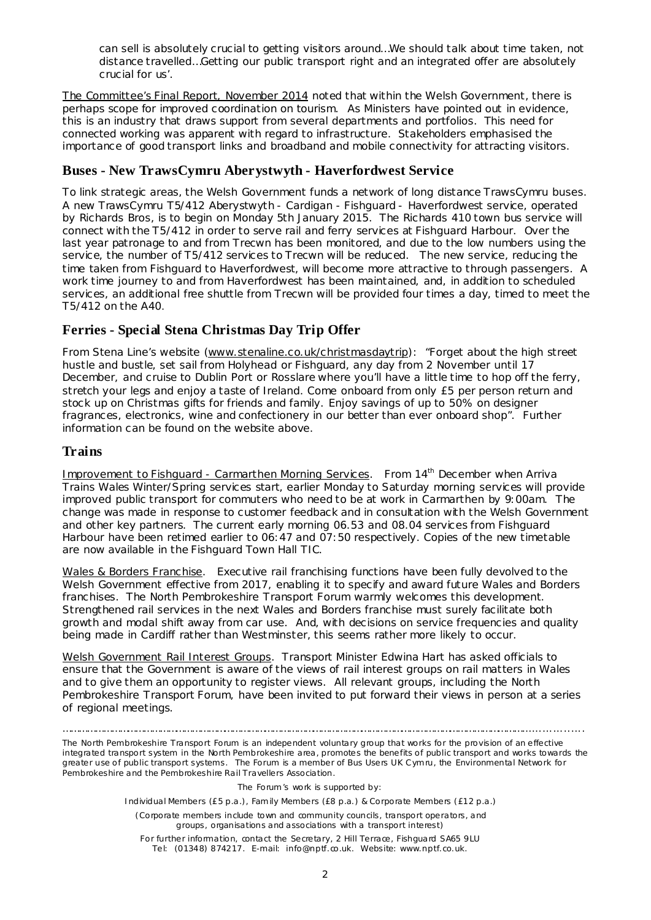can sell is absolutely crucial to getting visitors around…We should talk about time taken, not distance travelled…Getting our public transport right and an integrated offer are absolutely crucial for us'.

The Committee's Final Report, November 2014 noted that within the Welsh Government, there is perhaps scope for improved coordination on tourism. As Ministers have pointed out in evidence, this is an industry that draws support from several departments and portfolios. This need for connected working was apparent with regard to infrastructure. Stakeholders emphasised the importance of good transport links and broadband and mobile connectivity for attracting visitors.

## Buses - New TrawsCymru Aberystwyth - Haverfordwest Service

To link strategic areas, the Welsh Government funds a network of long distance TrawsCymru buses. A new TrawsCymru T5/412 Aberystwyth - Cardigan - Fishguard - Haverfordwest service, operated by Richards Bros, is to begin on Monday 5th January 2015. The Richards 410 town bus service will connect with the T5/412 in order to serve rail and ferry services at Fishguard Harbour. Over the last year patronage to and from Trecwn has been monitored, and due to the low numbers using the service, the number of T5/412 services to Trecwn will be reduced. The new service, reducing the time taken from Fishguard to Haverfordwest, will become more attractive to through passengers. A work time journey to and from Haverfordwest has been maintained, and, in addition to scheduled services, an additional free shuttle from Trecwn will be provided four times a day, timed to meet the T5/412 on the A40.

## Ferries - Special Stena Christmas Day Trip Offer

From Stena Line's website (www.stenaline.co.uk/christmasdaytrip): "Forget about the high street hustle and bustle, set sail from Holyhead or Fishguard, any day from 2 November until 17 December, and cruise to Dublin Port or Rosslare where you'll have a little time to hop off the ferry, stretch your legs and enjoy a taste of Ireland. Come onboard from only £5 per person return and stock up on Christmas gifts for friends and family. Enjoy savings of up to 50% on designer fragrances, electronics, wine and confectionery in our better than ever onboard shop". Further information can be found on the website above.

## Trains

Improvement to Fishguard - Carmarthen Morning Services. From 14th December when Arriva Trains Wales Winter/Spring services start, earlier Monday to Saturday morning services will provide improved public transport for commuters who need to be at work in Carmarthen by 9:00am. The change was made in response to customer feedback and in consultation with the Welsh Government and other key partners. The current early morning 06.53 and 08.04 services from Fishguard Harbour have been retimed earlier to 06:47 and 07:50 respectively. Copies of the new timetable are now available in the Fishguard Town Hall TIC.

Wales & Borders Franchise. Executive rail franchising functions have been fully devolved to the Welsh Government effective from 2017, enabling it to specify and award future Wales and Borders franchises. The North Pembrokeshire Transport Forum warmly welcomes this development. Strengthened rail services in the next Wales and Borders franchise must surely facilitate both growth and modal shift away from car use. And, with decisions on service frequencies and quality being made in Cardiff rather than Westminster, this seems rather more likely to occur.

Welsh Government Rail Interest Groups. Transport Minister Edwina Hart has asked officials to ensure that the Government is aware of the views of rail interest groups on rail matters in Wales and to give them an opportunity to register views. All relevant groups, including the North Pembrokeshire Transport Forum, have been invited to put forward their views in person at a series of regional meetings.

---

*The North Pembrokeshire Transport Forum is an independent voluntary group that works for the provision of an effective integrated transport system in the North Pembrokeshire area, promotes the benefits of public transport and works towards the greater use of public transport systems. The Forum is a member of Bus Users UK Cymru, the Environmental Network for Pembrokeshire and the Pembrokeshire Rail Travellers Association.*

*The Forum's work is supported by:*

*Individual Members (£5 p.a.), Family Members (£8 p.a.) & Corporate Members (£12 p.a.)*

*(Corporate members include town and community councils, transport operators, and groups, organisations and associations with a transport interest)*

*For further information, contact the Secretary, 2 Hill Terrace, Fishguard SA65 9LU Tel: (01348) 874217. E-mail: info@nptf.co.uk. Website: www.nptf.co.uk.*